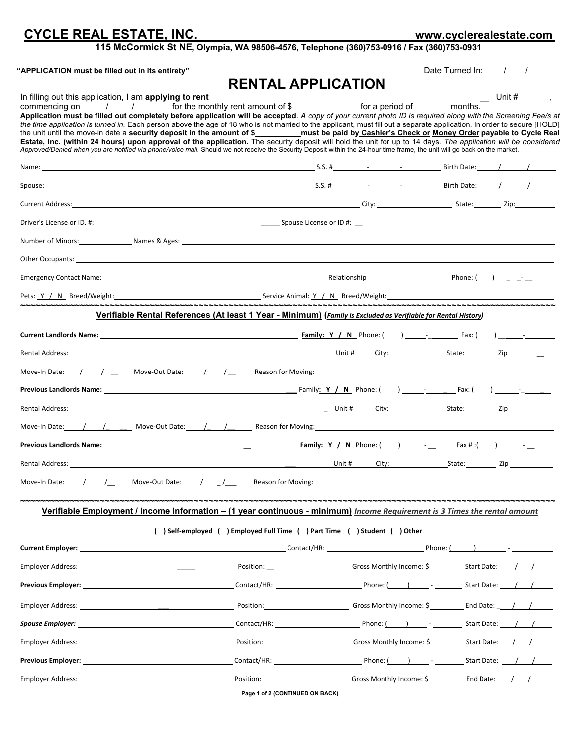# CYCLE REAL ESTATE, INC.

www.cyclerealestate.com

**115 McCormick St NE, Olympia, WA 98506-4576, Telephone (360)753-0916 / Fax (360)753-0931**

**"APPLICATION must be filled out in its entirety"**

Date Turned In: ____ / ____ / ____

## RENTAL APPLICATION

In filling out this application, I am **applying to rent** ______________________________ Unit # ______, commencing on ____ / ____ / ______ for the monthly rent amount of $____________ for a period of ______ months.

**Application must be filled out completely before application will be accepted**. *A copy of your current photo ID is required along with the Screening Fee/s at the time application is turned in.* Each person above the age of 18 who is not married to the applicant, must fill out a separate application. In order to secure [HOLD] the unit until the move-in date a **security deposit in the amount of $__________ must be paid by Cashier's Check or Money Order payable to Cycle Real Estate, Inc. (within 24 hours) upon approval of the application.** The security deposit will hold the unit for up to 14 days. *The application will be considered Approved/Denied when you are notified via phone/voice mail.* Should we not receive the Security Deposit within the 24-hour time frame, the unit will go back on the market.

Name: ______________________________ S.S. # ______ - ______ - ______ Birth Date: ____ / ____ / ____

Spouse: ______________________________ S.S. # ______ - ______ - ______ Birth Date: ____ / ____ / ____

Current Address: ______________________________ City: ____________ State: ______ Zip: ______

Driver's License or ID. #: ______________________________ Spouse License or ID #: ______________________________

Number of Minors: ________ Names & Ages: ______________________________

Other Occupants: ______________________________

Emergency Contact Name: ______________________________ Relationship ____________ Phone: ( ) ____ - ______

Pets: Y / N Breed/Weight: ______________________________ Service Animal: Y / N Breed/Weight: ______________________________

### Verifiable Rental References (At least 1 Year - Minimum) (*Family is Excluded as Verifiable for Rental History*)

**Current Landlords Name:** ______________________________ **Family: Y / N** Phone: ( ) ____ - ______ Fax: ( ) ____ - ______

Rental Address: ______________________________ Unit # ______ City: ____________ State: ______ Zip ______

Move-In Date: ____ / ____ / ____ Move-Out Date: ____ / ____ / ____ Reason for Moving: ______________________________

**Previous Landlords Name:** ______________________________ Family: **Y / N** Phone: ( ) ____ - ______ Fax: ( ) ____ - ______

Rental Address: ______________________________ Unit # ______ City: ____________ State: ______ Zip ______

Move-In Date: ____ / ____ / ____ Move-Out Date: ____ / ____ / ____ Reason for Moving: ______________________________

**Previous Landlords Name:** ______________________________ **Family: Y / N** Phone: ( ) ____ - ______ Fax # :( ) ____ - ______

Rental Address: ______________________________ Unit # ______ City: ____________ State: ______ Zip ______

Move-In Date: ____ / ____ / ____ Move-Out Date: ____ / ____ / ____ Reason for Moving: ______________________________

### Verifiable Employment / Income Information – (1 year continuous - minimum) *Income Requirement is 3 Times the rental amount*

**( ) Self-employed ( ) Employed Full Time ( ) Part Time ( ) Student ( ) Other**

**Current Employer:** ______________________________ Contact/HR: ____________ Phone: ( ) ____ - ______

Employer Address: ______________________________ Position: ____________ Gross Monthly Income: $______ Start Date: ____ / ____ / ____

**Previous Employer:** ______________________________ Contact/HR: ____________ Phone: ( ) ____ - ______ Start Date: ____ / ____ / ____

Employer Address: ______________________________ Position: ____________ Gross Monthly Income: $______ End Date: ____ / ____ / ____

***Spouse Employer:*** ______________________________ Contact/HR: ____________ Phone: ( ) ____ - ______ Start Date: ____ / ____ / ____

Employer Address: ______________________________ Position: ____________ Gross Monthly Income: $______ Start Date: ____ / ____ / ____

**Previous Employer:** ______________________________ Contact/HR: ____________ Phone: ( ) ____ - ______ Start Date: ____ / ____ / ____

Employer Address: ______________________________ Position: ____________ Gross Monthly Income: $______ End Date: ____ / ____ / ____

**(CONTINUED ON BACK)**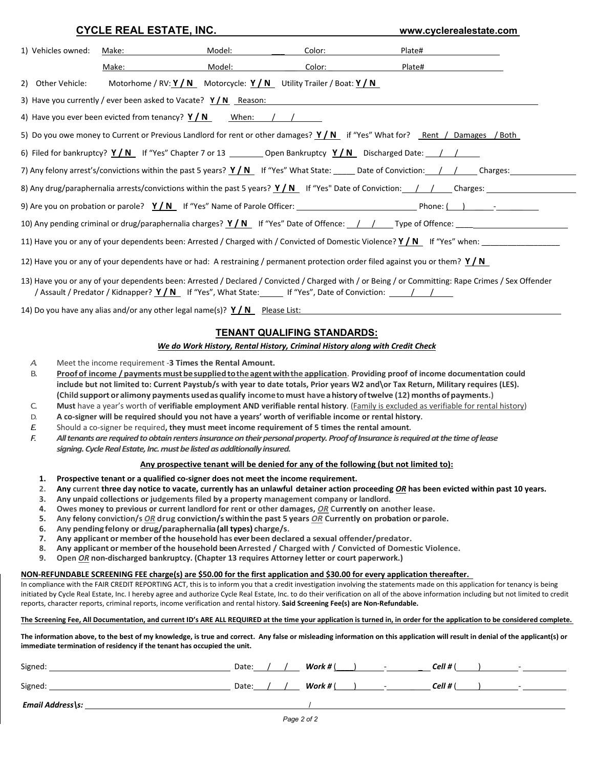**CYCLE REAL ESTATE, INC.** **www.cyclerealestate.com**

1) Vehicles owned: Make: ______ Model: ______ Color: ______ Plate# ______

Make: ______ Model: ______ Color: ______ Plate# ______

2) Other Vehicle: Motorhome / RV: **Y / N** Motorcycle: **Y / N** Utility Trailer / Boat: **Y / N**

3) Have you currently / ever been asked to Vacate? **Y / N** Reason: ______

4) Have you ever been evicted from tenancy? **Y / N** When: \_\_/\_\_/\_\_

5) Do you owe money to Current or Previous Landlord for rent or other damages? **Y / N** if "Yes" What for? Rent / Damages / Both

6) Filed for bankruptcy? **Y / N** If "Yes" Chapter 7 or 13 ______ Open Bankruptcy **Y / N** Discharged Date: \_\_/\_\_/\_\_

7) Any felony arrest's/convictions within the past 5 years? **Y / N** If "Yes" What State: ______ Date of Conviction: \_\_/\_\_/\_\_ Charges: ______

8) Any drug/paraphernalia arrests/convictions within the past 5 years? **Y / N** If "Yes" Date of Conviction: \_\_/\_\_/\_\_ Charges: ______

9) Are you on probation or parole? **Y / N** If "Yes" Name of Parole Officer: ______ Phone: (\_\_\_) \_\_\_-\_\_\_\_

10) Any pending criminal or drug/paraphernalia charges? **Y / N** If "Yes" Date of Offence: \_\_/\_\_/\_\_ Type of Offence: ______

11) Have you or any of your dependents been: Arrested / Charged with / Convicted of Domestic Violence? **Y / N** If "Yes" when: ______

12) Have you or any of your dependents have or had: A restraining / permanent protection order filed against you or them? **Y / N**

13) Have you or any of your dependents been: Arrested / Declared / Convicted / Charged with / or Being / or Committing: Rape Crimes / Sex Offender / Assault / Predator / Kidnapper? **Y / N** If "Yes", What State: ______ If "Yes", Date of Conviction: \_\_/\_\_/\_\_

14) Do you have any alias and/or any other legal name(s)? **Y / N** Please List: ______

## TENANT QUALIFING STANDARDS:

***We do Work History, Rental History, Criminal History along with Credit Check***

- A. Meet the income requirement -**3 Times the Rental Amount.**
- B. **Proof of income / payments must be supplied to the agent with the application. Providing proof of income documentation could include but not limited to: Current Paystub/s with year to date totals, Prior years W2 and\or Tax Return, Military requires (LES). (Child support or alimony payments used as qualify income to must have a history of twelve (12) months of payments.)**
- C. **Must** have a year's worth of **verifiable employment AND verifiable rental history**. (Family is excluded as verifiable for rental history)
- D. **A co-signer will be required should you not have a years' worth of verifiable income or rental history.**
- E. Should a co-signer be required**, they must meet income requirement of 5 times the rental amount.**
- F. ***All tenants are required to obtain renters insurance on their personal property. Proof of Insurance is required at the time of lease signing. Cycle Real Estate, Inc. must be listed as additionally insured.***

**Any prospective tenant will be denied for any of the following (but not limited to):**

1. **Prospective tenant or a qualified co-signer does not meet the income requirement.**
2. **Any current three day notice to vacate, currently has an unlawful detainer action proceeding *OR* has been evicted within past 10 years.**
3. **Any unpaid collections or judgements filed by a property management company or landlord.**
4. **Owes money to previous or current landlord for rent or other damages, *OR* Currently on another lease.**
5. **Any felony conviction/s *OR* drug conviction/s within the past 5 years *OR* Currently on probation or parole.**
6. **Any pending felony or drug/paraphernalia (all types) charge/s.**
7. **Any applicant or member of the household has ever been declared a sexual offender/predator.**
8. **Any applicant or member of the household been Arrested / Charged with / Convicted of Domestic Violence.**
9. **Open *OR* non-discharged bankruptcy. (Chapter 13 requires Attorney letter or court paperwork.)**

**NON-REFUNDABLE SCREENING FEE charge(s) are $50.00 for the first application and $30.00 for every application thereafter.**

In compliance with the FAIR CREDIT REPORTING ACT, this is to inform you that a credit investigation involving the statements made on this application for tenancy is being initiated by Cycle Real Estate, Inc. I hereby agree and authorize Cycle Real Estate, Inc. to do their verification on all of the above information including but not limited to credit reports, character reports, criminal reports, income verification and rental history. **Said Screening Fee(s) are Non-Refundable.**

**The Screening Fee, All Documentation, and current ID's ARE ALL REQUIRED at the time your application is turned in, in order for the application to be considered complete.**

**The information above, to the best of my knowledge, is true and correct. Any false or misleading information on this application will result in denial of the applicant(s) or immediate termination of residency if the tenant has occupied the unit.**

Signed: ______ Date: \_\_/\_\_/\_\_ ***Work #*** (\_\_\_) \_\_\_-\_\_\_\_ ***Cell #*** (\_\_\_) \_\_\_-\_\_\_\_

Signed: ______ Date: \_\_/\_\_/\_\_ ***Work #*** (\_\_\_) \_\_\_-\_\_\_\_ ***Cell #*** (\_\_\_) \_\_\_-\_\_\_\_

***Email Address\s:*** ______ / ______